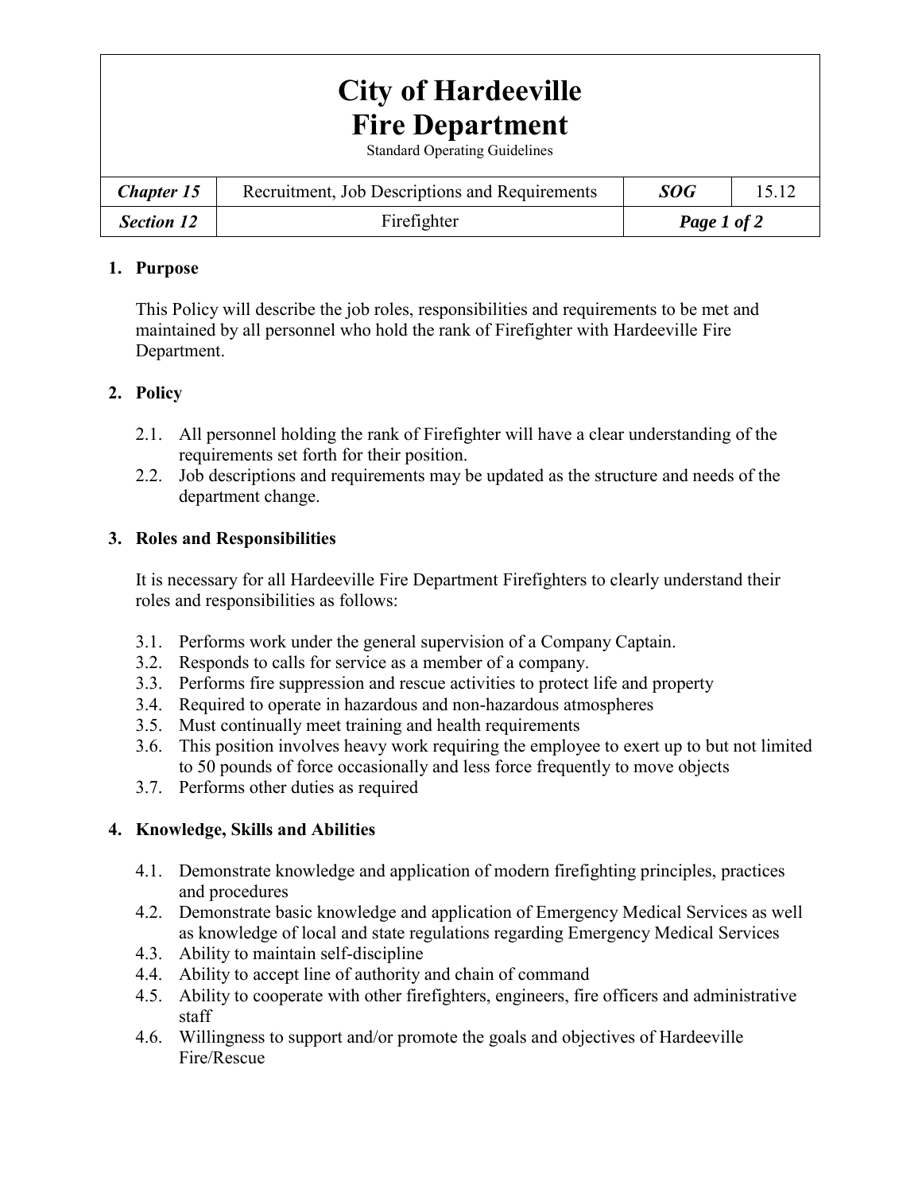# City of Hardeeville
# Fire Department

Standard Operating Guidelines

| ***Chapter 15*** | Recruitment, Job Descriptions and Requirements | ***SOG*** | 15.12 |
|---|---|---|---|
| ***Section 12*** | Firefighter | ***Page 1 of 2*** | |

## 1. Purpose

This Policy will describe the job roles, responsibilities and requirements to be met and maintained by all personnel who hold the rank of Firefighter with Hardeeville Fire Department.

## 2. Policy

2.1. All personnel holding the rank of Firefighter will have a clear understanding of the requirements set forth for their position.

2.2. Job descriptions and requirements may be updated as the structure and needs of the department change.

## 3. Roles and Responsibilities

It is necessary for all Hardeeville Fire Department Firefighters to clearly understand their roles and responsibilities as follows:

3.1. Performs work under the general supervision of a Company Captain.

3.2. Responds to calls for service as a member of a company.

3.3. Performs fire suppression and rescue activities to protect life and property

3.4. Required to operate in hazardous and non-hazardous atmospheres

3.5. Must continually meet training and health requirements

3.6. This position involves heavy work requiring the employee to exert up to but not limited to 50 pounds of force occasionally and less force frequently to move objects

3.7. Performs other duties as required

## 4. Knowledge, Skills and Abilities

4.1. Demonstrate knowledge and application of modern firefighting principles, practices and procedures

4.2. Demonstrate basic knowledge and application of Emergency Medical Services as well as knowledge of local and state regulations regarding Emergency Medical Services

4.3. Ability to maintain self-discipline

4.4. Ability to accept line of authority and chain of command

4.5. Ability to cooperate with other firefighters, engineers, fire officers and administrative staff

4.6. Willingness to support and/or promote the goals and objectives of Hardeeville Fire/Rescue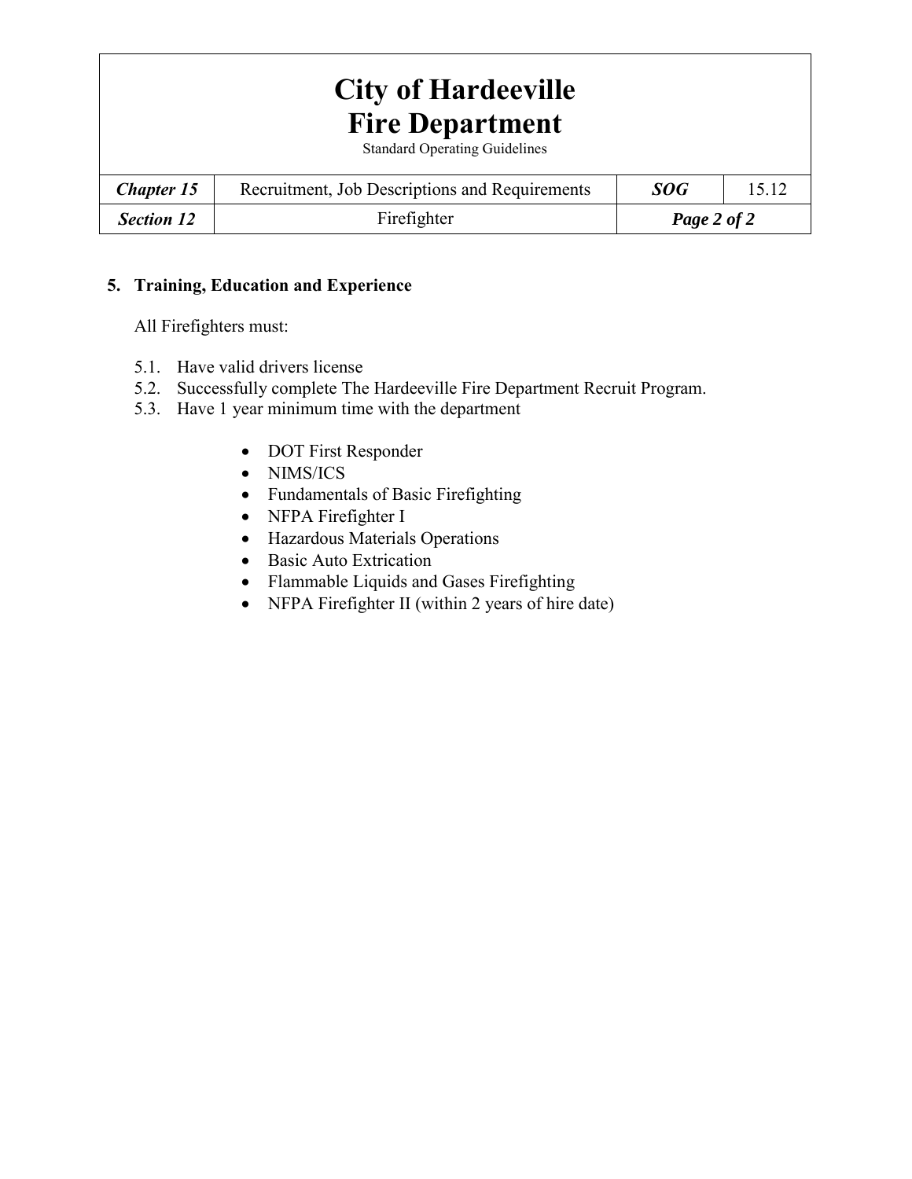## 5. Training, Education and Experience

All Firefighters must:

5.1. Have valid drivers license
5.2. Successfully complete The Hardeeville Fire Department Recruit Program.
5.3. Have 1 year minimum time with the department

- DOT First Responder
- NIMS/ICS
- Fundamentals of Basic Firefighting
- NFPA Firefighter I
- Hazardous Materials Operations
- Basic Auto Extrication
- Flammable Liquids and Gases Firefighting
- NFPA Firefighter II (within 2 years of hire date)